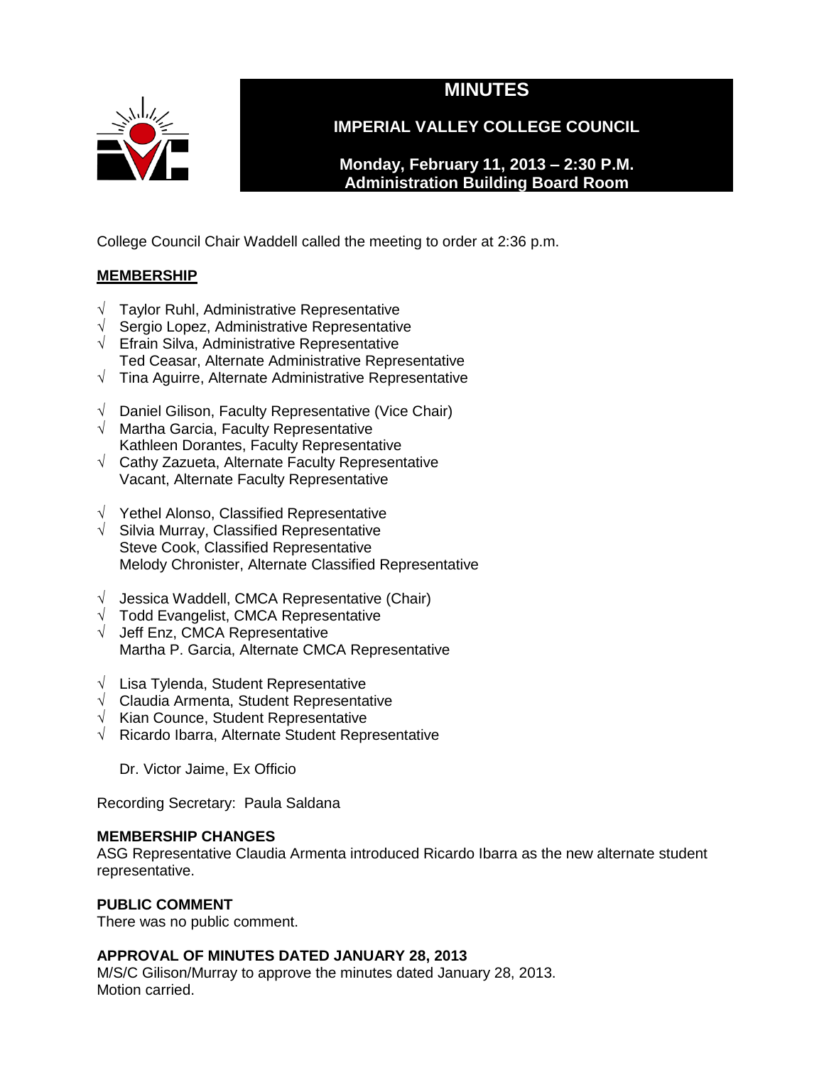# MINUTES

## IMPERIAL VALLEY COLLEGE COUNCIL

**Monday, February 11, 2013 – 2:30 P.M.**
**Administration Building Board Room**

College Council Chair Waddell called the meeting to order at 2:36 p.m.

**MEMBERSHIP**

√ Taylor Ruhl, Administrative Representative
√ Sergio Lopez, Administrative Representative
√ Efrain Silva, Administrative Representative
Ted Ceasar, Alternate Administrative Representative
√ Tina Aguirre, Alternate Administrative Representative

√ Daniel Gilison, Faculty Representative (Vice Chair)
√ Martha Garcia, Faculty Representative
Kathleen Dorantes, Faculty Representative
√ Cathy Zazueta, Alternate Faculty Representative
Vacant, Alternate Faculty Representative

√ Yethel Alonso, Classified Representative
√ Silvia Murray, Classified Representative
Steve Cook, Classified Representative
Melody Chronister, Alternate Classified Representative

√ Jessica Waddell, CMCA Representative (Chair)
√ Todd Evangelist, CMCA Representative
√ Jeff Enz, CMCA Representative
Martha P. Garcia, Alternate CMCA Representative

√ Lisa Tylenda, Student Representative
√ Claudia Armenta, Student Representative
√ Kian Counce, Student Representative
√ Ricardo Ibarra, Alternate Student Representative

Dr. Victor Jaime, Ex Officio

Recording Secretary: Paula Saldana

**MEMBERSHIP CHANGES**

ASG Representative Claudia Armenta introduced Ricardo Ibarra as the new alternate student representative.

**PUBLIC COMMENT**

There was no public comment.

**APPROVAL OF MINUTES DATED JANUARY 28, 2013**

M/S/C Gilison/Murray to approve the minutes dated January 28, 2013.
Motion carried.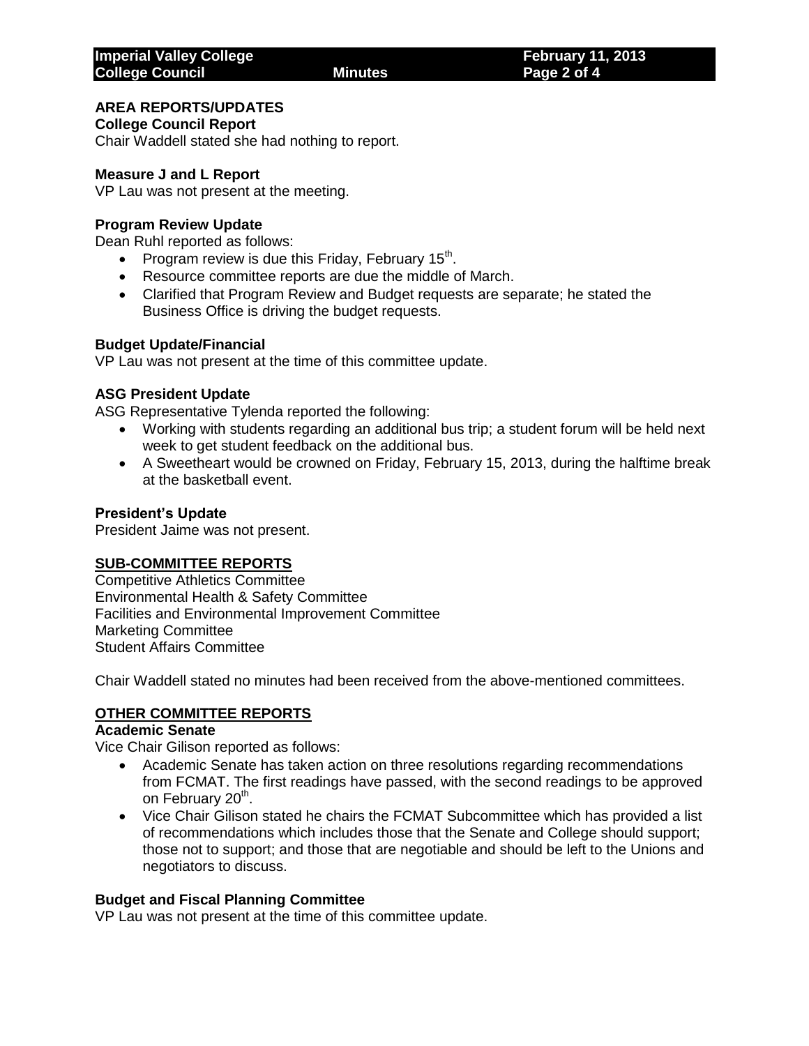## AREA REPORTS/UPDATES

**College Council Report**

Chair Waddell stated she had nothing to report.

**Measure J and L Report**

VP Lau was not present at the meeting.

**Program Review Update**

Dean Ruhl reported as follows:

- Program review is due this Friday, February 15th.
- Resource committee reports are due the middle of March.
- Clarified that Program Review and Budget requests are separate; he stated the Business Office is driving the budget requests.

**Budget Update/Financial**

VP Lau was not present at the time of this committee update.

**ASG President Update**

ASG Representative Tylenda reported the following:

- Working with students regarding an additional bus trip; a student forum will be held next week to get student feedback on the additional bus.
- A Sweetheart would be crowned on Friday, February 15, 2013, during the halftime break at the basketball event.

**President's Update**

President Jaime was not present.

## SUB-COMMITTEE REPORTS

Competitive Athletics Committee
Environmental Health & Safety Committee
Facilities and Environmental Improvement Committee
Marketing Committee
Student Affairs Committee

Chair Waddell stated no minutes had been received from the above-mentioned committees.

## OTHER COMMITTEE REPORTS

**Academic Senate**

Vice Chair Gilison reported as follows:

- Academic Senate has taken action on three resolutions regarding recommendations from FCMAT. The first readings have passed, with the second readings to be approved on February 20th.
- Vice Chair Gilison stated he chairs the FCMAT Subcommittee which has provided a list of recommendations which includes those that the Senate and College should support; those not to support; and those that are negotiable and should be left to the Unions and negotiators to discuss.

**Budget and Fiscal Planning Committee**

VP Lau was not present at the time of this committee update.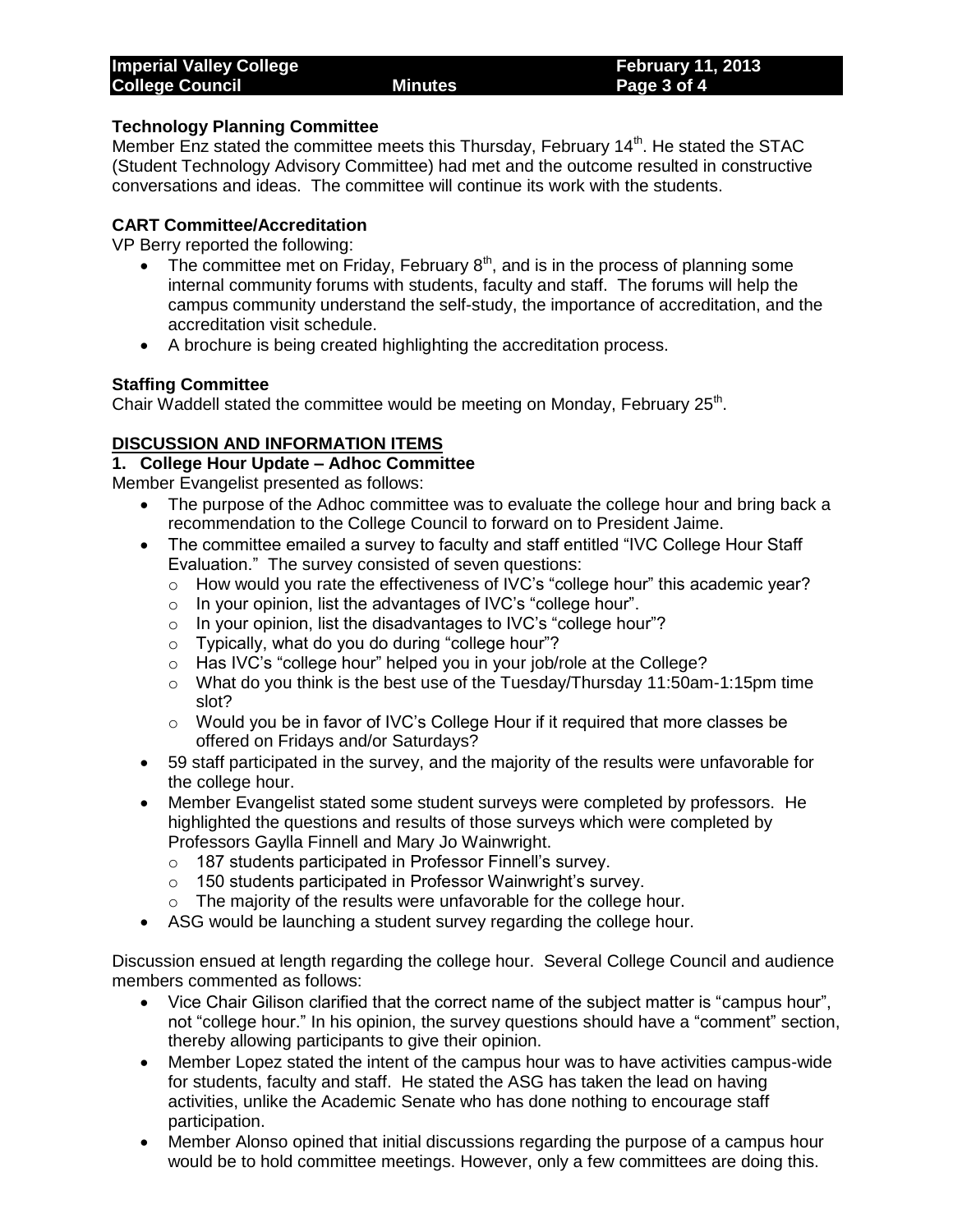### Technology Planning Committee

Member Enz stated the committee meets this Thursday, February 14th. He stated the STAC (Student Technology Advisory Committee) had met and the outcome resulted in constructive conversations and ideas. The committee will continue its work with the students.

### CART Committee/Accreditation

VP Berry reported the following:

- The committee met on Friday, February 8th, and is in the process of planning some internal community forums with students, faculty and staff. The forums will help the campus community understand the self-study, the importance of accreditation, and the accreditation visit schedule.
- A brochure is being created highlighting the accreditation process.

### Staffing Committee

Chair Waddell stated the committee would be meeting on Monday, February 25th.

## DISCUSSION AND INFORMATION ITEMS

### 1. College Hour Update – Adhoc Committee

Member Evangelist presented as follows:

- The purpose of the Adhoc committee was to evaluate the college hour and bring back a recommendation to the College Council to forward on to President Jaime.
- The committee emailed a survey to faculty and staff entitled "IVC College Hour Staff Evaluation." The survey consisted of seven questions:
  - How would you rate the effectiveness of IVC's "college hour" this academic year?
  - In your opinion, list the advantages of IVC's "college hour".
  - In your opinion, list the disadvantages to IVC's "college hour"?
  - Typically, what do you do during "college hour"?
  - Has IVC's "college hour" helped you in your job/role at the College?
  - What do you think is the best use of the Tuesday/Thursday 11:50am-1:15pm time slot?
  - Would you be in favor of IVC's College Hour if it required that more classes be offered on Fridays and/or Saturdays?
- 59 staff participated in the survey, and the majority of the results were unfavorable for the college hour.
- Member Evangelist stated some student surveys were completed by professors. He highlighted the questions and results of those surveys which were completed by Professors Gaylla Finnell and Mary Jo Wainwright.
  - 187 students participated in Professor Finnell's survey.
  - 150 students participated in Professor Wainwright's survey.
  - The majority of the results were unfavorable for the college hour.
- ASG would be launching a student survey regarding the college hour.

Discussion ensued at length regarding the college hour. Several College Council and audience members commented as follows:

- Vice Chair Gilison clarified that the correct name of the subject matter is "campus hour", not "college hour." In his opinion, the survey questions should have a "comment" section, thereby allowing participants to give their opinion.
- Member Lopez stated the intent of the campus hour was to have activities campus-wide for students, faculty and staff. He stated the ASG has taken the lead on having activities, unlike the Academic Senate who has done nothing to encourage staff participation.
- Member Alonso opined that initial discussions regarding the purpose of a campus hour would be to hold committee meetings. However, only a few committees are doing this.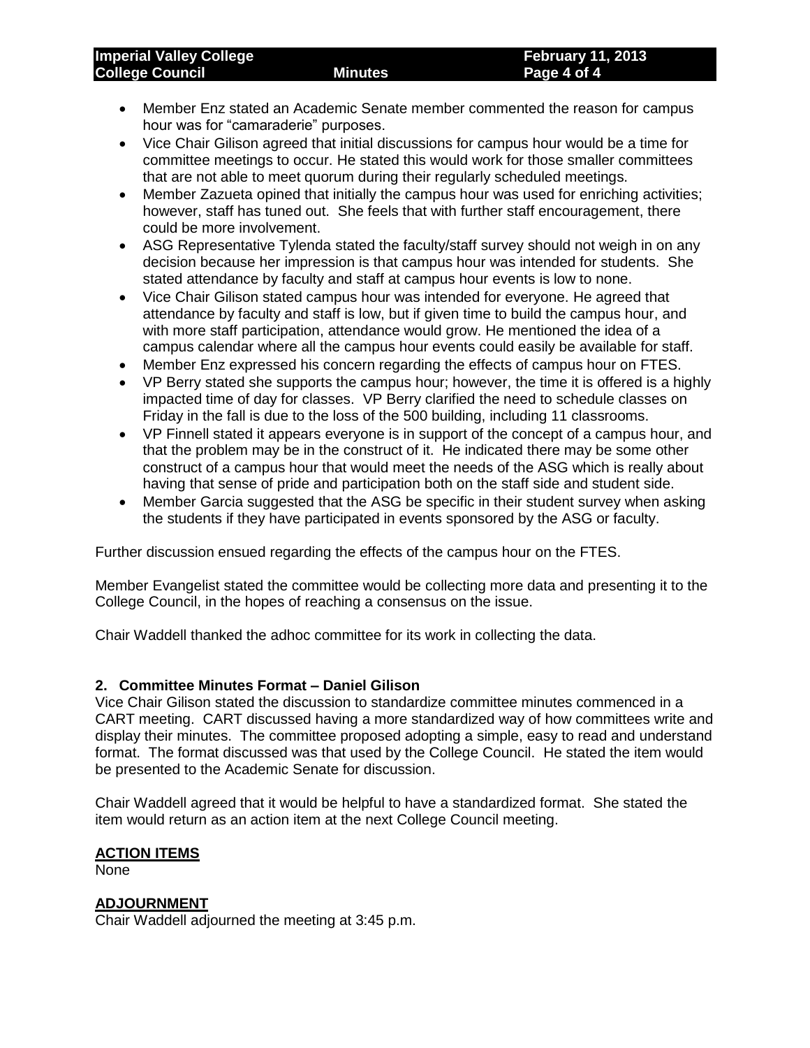- Member Enz stated an Academic Senate member commented the reason for campus hour was for "camaraderie" purposes.
- Vice Chair Gilison agreed that initial discussions for campus hour would be a time for committee meetings to occur. He stated this would work for those smaller committees that are not able to meet quorum during their regularly scheduled meetings.
- Member Zazueta opined that initially the campus hour was used for enriching activities; however, staff has tuned out. She feels that with further staff encouragement, there could be more involvement.
- ASG Representative Tylenda stated the faculty/staff survey should not weigh in on any decision because her impression is that campus hour was intended for students. She stated attendance by faculty and staff at campus hour events is low to none.
- Vice Chair Gilison stated campus hour was intended for everyone. He agreed that attendance by faculty and staff is low, but if given time to build the campus hour, and with more staff participation, attendance would grow. He mentioned the idea of a campus calendar where all the campus hour events could easily be available for staff.
- Member Enz expressed his concern regarding the effects of campus hour on FTES.
- VP Berry stated she supports the campus hour; however, the time it is offered is a highly impacted time of day for classes. VP Berry clarified the need to schedule classes on Friday in the fall is due to the loss of the 500 building, including 11 classrooms.
- VP Finnell stated it appears everyone is in support of the concept of a campus hour, and that the problem may be in the construct of it. He indicated there may be some other construct of a campus hour that would meet the needs of the ASG which is really about having that sense of pride and participation both on the staff side and student side.
- Member Garcia suggested that the ASG be specific in their student survey when asking the students if they have participated in events sponsored by the ASG or faculty.

Further discussion ensued regarding the effects of the campus hour on the FTES.

Member Evangelist stated the committee would be collecting more data and presenting it to the College Council, in the hopes of reaching a consensus on the issue.

Chair Waddell thanked the adhoc committee for its work in collecting the data.

**2. Committee Minutes Format – Daniel Gilison**

Vice Chair Gilison stated the discussion to standardize committee minutes commenced in a CART meeting. CART discussed having a more standardized way of how committees write and display their minutes. The committee proposed adopting a simple, easy to read and understand format. The format discussed was that used by the College Council. He stated the item would be presented to the Academic Senate for discussion.

Chair Waddell agreed that it would be helpful to have a standardized format. She stated the item would return as an action item at the next College Council meeting.

**ACTION ITEMS**

None

**ADJOURNMENT**

Chair Waddell adjourned the meeting at 3:45 p.m.